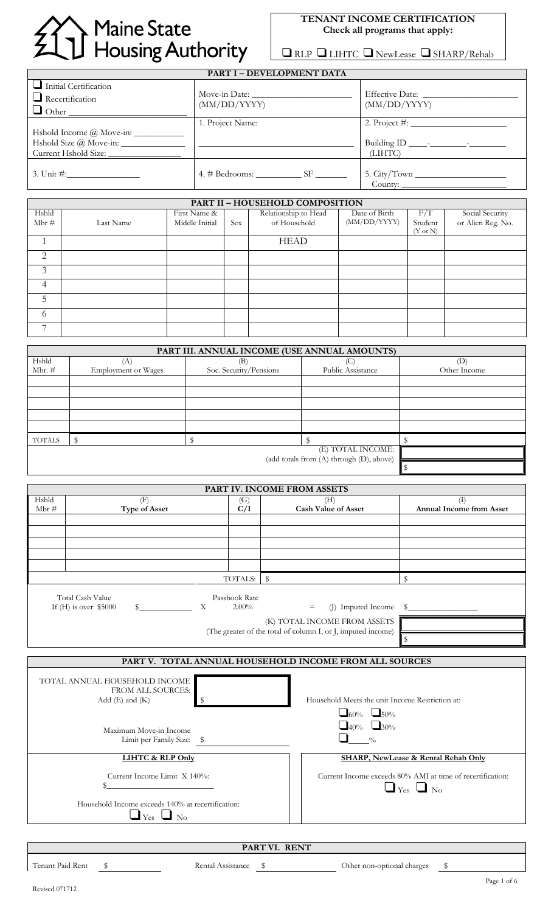Maine State Housing Authority

**TENANT INCOME CERTIFICATION**
**Check all programs that apply:**

❑ RLP ❑ LIHTC ❑ NewLease ❑ SHARP/Rehab

## PART I – DEVELOPMENT DATA

| | | |
|---|---|---|
| ❑ Initial Certification<br>❑ Recertification<br>❑ Other ____________ | Move-in Date: ____________ (MM/DD/YYYY) | Effective Date: ____________ (MM/DD/YYYY) |
| Hshold Income @ Move-in: ________<br>Hshold Size @ Move-in: ________<br>Current Hshold Size: ________ | 1. Project Name:<br>____________ | 2. Project #: ____________<br>Building ID ___-______-______ (LIHTC) |
| 3. Unit #: ________ | 4. # Bedrooms: ________ SF ______ | 5. City/Town ____________<br>County: ____________ |

## PART II – HOUSEHOLD COMPOSITION

| Hshld Mbr # | Last Name | First Name & Middle Initial | Sex | Relationship to Head of Household | Date of Birth (MM/DD/YYYY) | F/T Student (Y or N) | Social Security or Alien Reg. No. |
|---|---|---|---|---|---|---|---|
| 1 | | | | HEAD | | | |
| 2 | | | | | | | |
| 3 | | | | | | | |
| 4 | | | | | | | |
| 5 | | | | | | | |
| 6 | | | | | | | |
| 7 | | | | | | | |

## PART III. ANNUAL INCOME (USE ANNUAL AMOUNTS)

| Hshld Mbr. # | (A) Employment or Wages | (B) Soc. Security/Pensions | (C) Public Assistance | (D) Other Income |
|---|---|---|---|---|
| | | | | |
| | | | | |
| | | | | |
| | | | | |
| | | | | |
| TOTALS | $ | $ | $ | $ |

(E) TOTAL INCOME: (add totals from (A) through (D), above) $

## PART IV. INCOME FROM ASSETS

| Hshld Mbr # | (F) Type of Asset | (G) C/I | (H) Cash Value of Asset | (I) Annual Income from Asset |
|---|---|---|---|---|
| | | | | |
| | | | | |
| | | | | |
| | | | | |
| | | | | |
| | | TOTALS: | $ | $ |

Total Cash Value If (H) is over $5000 $________ X Passbook Rate 2.00% = (J) Imputed Income $________

(K) TOTAL INCOME FROM ASSETS (The greater of the total of column I, or J, imputed income) $

## PART V. TOTAL ANNUAL HOUSEHOLD INCOME FROM ALL SOURCES

TOTAL ANNUAL HOUSEHOLD INCOME FROM ALL SOURCES: Add (E) and (K) $

Household Meets the unit Income Restriction at:

❑ 60% ❑ 50%
❑ 40% ❑ 30%
❑ ____%

Maximum Move-in Income Limit per Family Size: $

| LIHTC & RLP Only | SHARP, NewLease & Rental Rehab Only |
|---|---|
| Current Income Limit X 140%: $____________ | Current Income exceeds 80% AMI at time of recertification: ❑ Yes ❑ No |
| Household Income exceeds 140% at recertification: ❑ Yes ❑ No | |

## PART VI. RENT

Tenant Paid Rent $________ Rental Assistance $________ Other non-optional charges $________

Revised 071712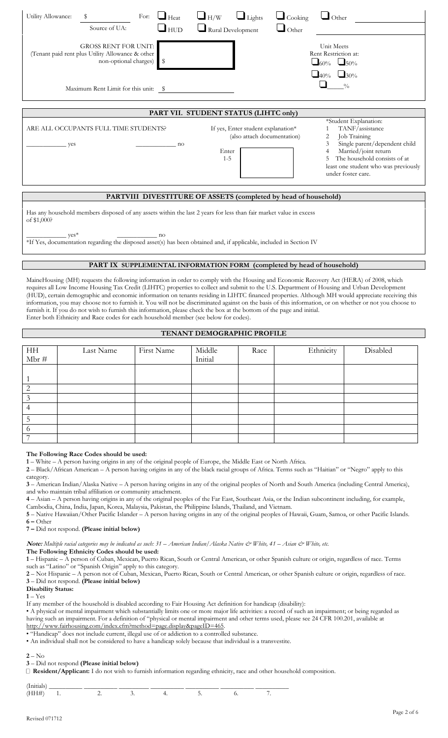Utility Allowance: $ For: ☐ Heat ☐ H/W ☐ Lights ☐ Cooking ☐ Other

Source of UA: ☐ HUD ☐ Rural Development ☐ Other

GROSS RENT FOR UNIT:
(Tenant paid rent plus Utility Allowance & other non-optional charges) $

Unit Meets Rent Restriction at:
☐ 60% ☐ 50%
☐ 40% ☐ 30%
☐ ____%

Maximum Rent Limit for this unit: $

## PART VII. STUDENT STATUS (LIHTC only)

ARE ALL OCCUPANTS FULL TIME STUDENTS?

____________ yes ____________ no

If yes, Enter student explanation*
(also attach documentation)

Enter 1-5

*Student Explanation:
1 TANF/assistance
2 Job Training
3 Single parent/dependent child
4 Married/joint return
5 The household consists of at least one student who was previously under foster care.

## PARTVIII DIVESTITURE OF ASSETS (completed by head of household)

Has any household members disposed of any assets within the last 2 years for less than fair market value in excess of $1,000?

____________ yes* ____________ no

*If Yes, documentation regarding the disposed asset(s) has been obtained and, if applicable, included in Section IV

## PART IX SUPPLEMENTAL INFORMATION FORM (completed by head of household)

MaineHousing (MH) requests the following information in order to comply with the Housing and Economic Recovery Act (HERA) of 2008, which requires all Low Income Housing Tax Credit (LIHTC) properties to collect and submit to the U.S. Department of Housing and Urban Development (HUD), certain demographic and economic information on tenants residing in LIHTC financed properties. Although MH would appreciate receiving this information, you may choose not to furnish it. You will not be discriminated against on the basis of this information, or on whether or not you choose to furnish it. If you do not wish to furnish this information, please check the box at the bottom of the page and initial.
Enter both Ethnicity and Race codes for each household member (see below for codes).

## TENANT DEMOGRAPHIC PROFILE

| HH Mbr # | Last Name | First Name | Middle Initial | Race | Ethnicity | Disabled |
|---|---|---|---|---|---|---|
| 1 | | | | | | |
| 2 | | | | | | |
| 3 | | | | | | |
| 4 | | | | | | |
| 5 | | | | | | |
| 6 | | | | | | |
| 7 | | | | | | |

**The Following Race Codes should be used:**

**1** – White – A person having origins in any of the original people of Europe, the Middle East or North Africa.
**2** – Black/African American – A person having origins in any of the black racial groups of Africa. Terms such as "Haitian" or "Negro" apply to this category.
**3** – American Indian/Alaska Native – A person having origins in any of the original peoples of North and South America (including Central America), and who maintain tribal affiliation or community attachment.
**4** – Asian – A person having origins in any of the original peoples of the Far East, Southeast Asia, or the Indian subcontinent including, for example, Cambodia, China, India, Japan, Korea, Malaysia, Pakistan, the Philippine Islands, Thailand, and Vietnam.
**5** – Native Hawaiian/Other Pacific Islander – A person having origins in any of the original peoples of Hawaii, Guam, Samoa, or other Pacific Islands.
**6 –** Other
**7 –** Did not respond. **(Please initial below)**

***Note:*** *Multiple racial categories may be indicated as such: 31 – American Indian/Alaska Native & White, 41 – Asian & White, etc.*

**The Following Ethnicity Codes should be used:**

**1** – Hispanic – A person of Cuban, Mexican, Puerto Rican, South or Central American, or other Spanish culture or origin, regardless of race. Terms such as "Latino" or "Spanish Origin" apply to this category.
**2** – Not Hispanic – A person not of Cuban, Mexican, Puerto Rican, South or Central American, or other Spanish culture or origin, regardless of race.
**3** – Did not respond. **(Please initial below)**

**Disability Status:**

**1** – Yes

If any member of the household is disabled according to Fair Housing Act definition for handicap (disability):

• A physical or mental impairment which substantially limits one or more major life activities: a record of such an impairment; or being regarded as having such an impairment. For a definition of "physical or mental impairment and other terms used, please see 24 CFR 100.201, available at http://www.fairhousing.com/index.cfm?method=page.display&pageID=465.
• "Handicap" does not include current, illegal use of or addiction to a controlled substance.
• An individual shall not be considered to have a handicap solely because that individual is a transvestite.

**2** – No

**3** – Did not respond **(Please initial below)**

☐ **Resident/Applicant:** I do not wish to furnish information regarding ethnicity, race and other household composition.

(Initials) __________ __________ __________ __________ __________ __________ __________
(HH#) 1. 2. 3. 4. 5. 6. 7.

Revised 071712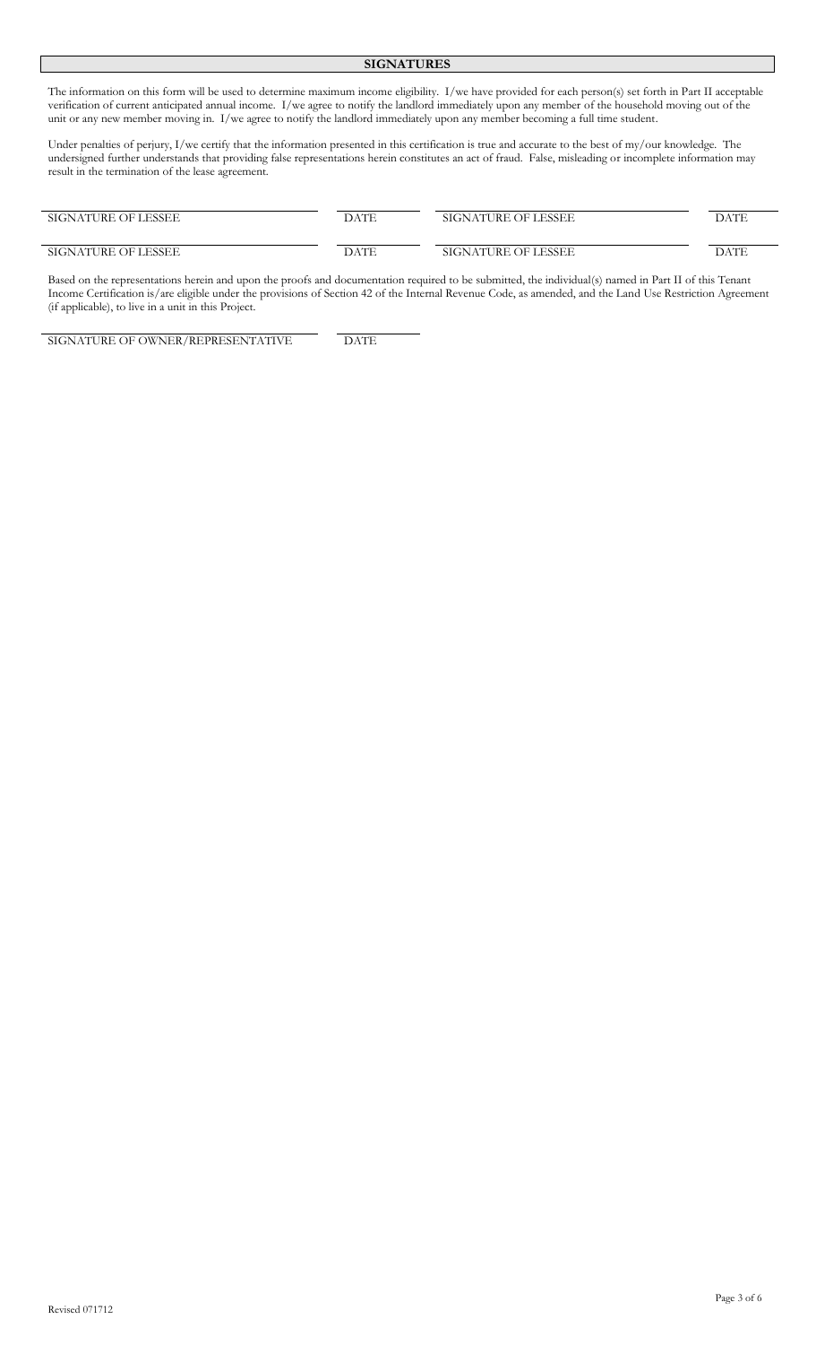## SIGNATURES

The information on this form will be used to determine maximum income eligibility. I/we have provided for each person(s) set forth in Part II acceptable verification of current anticipated annual income. I/we agree to notify the landlord immediately upon any member of the household moving out of the unit or any new member moving in. I/we agree to notify the landlord immediately upon any member becoming a full time student.

Under penalties of perjury, I/we certify that the information presented in this certification is true and accurate to the best of my/our knowledge. The undersigned further understands that providing false representations herein constitutes an act of fraud. False, misleading or incomplete information may result in the termination of the lease agreement.

| SIGNATURE OF LESSEE | DATE | SIGNATURE OF LESSEE | DATE |
|---|---|---|---|
| SIGNATURE OF LESSEE | DATE | SIGNATURE OF LESSEE | DATE |

Based on the representations herein and upon the proofs and documentation required to be submitted, the individual(s) named in Part II of this Tenant Income Certification is/are eligible under the provisions of Section 42 of the Internal Revenue Code, as amended, and the Land Use Restriction Agreement (if applicable), to live in a unit in this Project.

| SIGNATURE OF OWNER/REPRESENTATIVE | DATE |
|---|---|

Revised 071712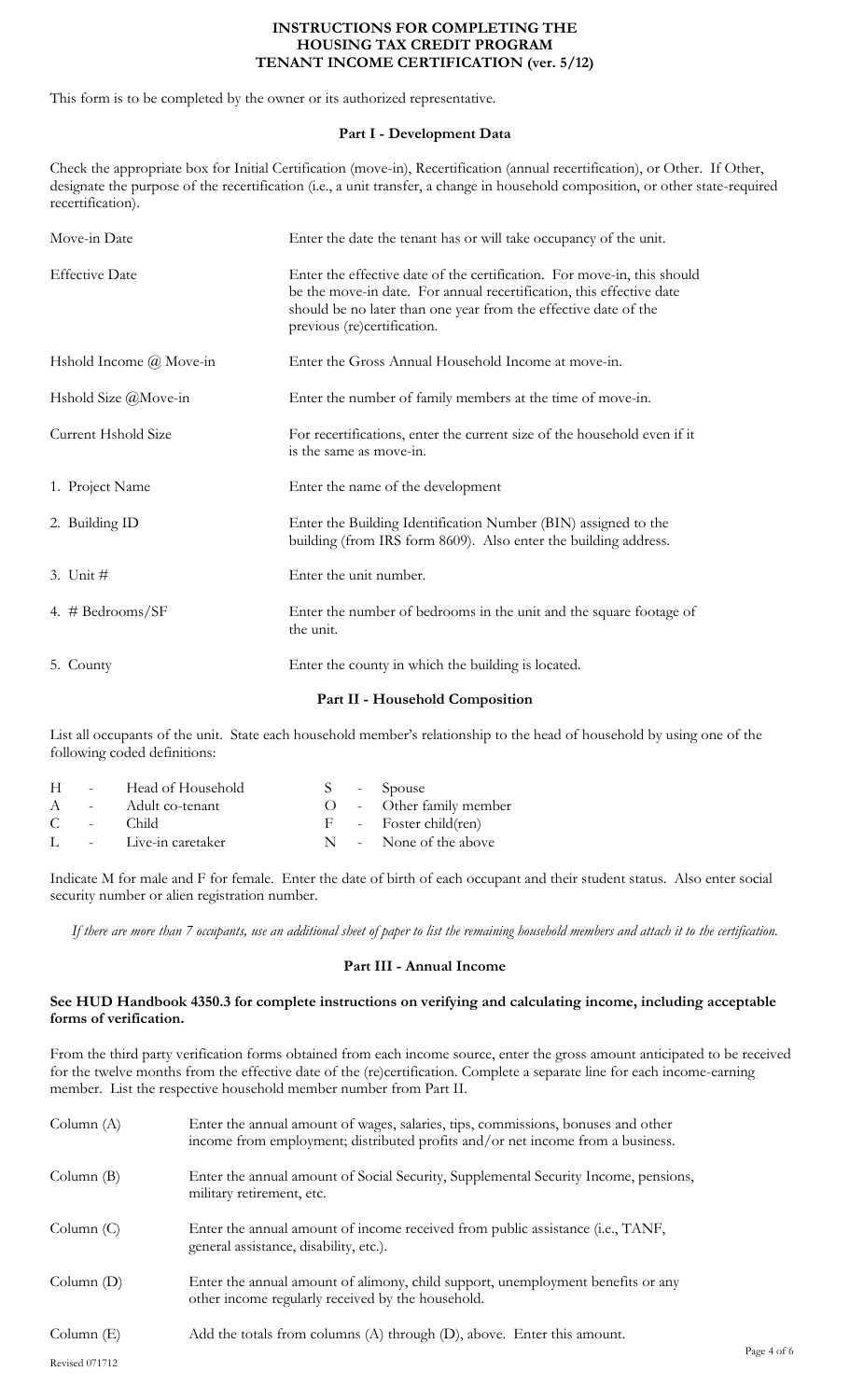# INSTRUCTIONS FOR COMPLETING THE HOUSING TAX CREDIT PROGRAM TENANT INCOME CERTIFICATION (ver. 5/12)

This form is to be completed by the owner or its authorized representative.

## Part I - Development Data

Check the appropriate box for Initial Certification (move-in), Recertification (annual recertification), or Other. If Other, designate the purpose of the recertification (i.e., a unit transfer, a change in household composition, or other state-required recertification).

| | |
|---|---|
| Move-in Date | Enter the date the tenant has or will take occupancy of the unit. |
| Effective Date | Enter the effective date of the certification. For move-in, this should be the move-in date. For annual recertification, this effective date should be no later than one year from the effective date of the previous (re)certification. |
| Hshold Income @ Move-in | Enter the Gross Annual Household Income at move-in. |
| Hshold Size @Move-in | Enter the number of family members at the time of move-in. |
| Current Hshold Size | For recertifications, enter the current size of the household even if it is the same as move-in. |
| 1. Project Name | Enter the name of the development |
| 2. Building ID | Enter the Building Identification Number (BIN) assigned to the building (from IRS form 8609). Also enter the building address. |
| 3. Unit # | Enter the unit number. |
| 4. # Bedrooms/SF | Enter the number of bedrooms in the unit and the square footage of the unit. |
| 5. County | Enter the county in which the building is located. |

## Part II - Household Composition

List all occupants of the unit. State each household member's relationship to the head of household by using one of the following coded definitions:

| | | | |
|---|---|---|---|
| H | Head of Household | S | Spouse |
| A | Adult co-tenant | O | Other family member |
| C | Child | F | Foster child(ren) |
| L | Live-in caretaker | N | None of the above |

Indicate M for male and F for female. Enter the date of birth of each occupant and their student status. Also enter social security number or alien registration number.

*If there are more than 7 occupants, use an additional sheet of paper to list the remaining household members and attach it to the certification.*

## Part III - Annual Income

**See HUD Handbook 4350.3 for complete instructions on verifying and calculating income, including acceptable forms of verification.**

From the third party verification forms obtained from each income source, enter the gross amount anticipated to be received for the twelve months from the effective date of the (re)certification. Complete a separate line for each income-earning member. List the respective household member number from Part II.

| | |
|---|---|
| Column (A) | Enter the annual amount of wages, salaries, tips, commissions, bonuses and other income from employment; distributed profits and/or net income from a business. |
| Column (B) | Enter the annual amount of Social Security, Supplemental Security Income, pensions, military retirement, etc. |
| Column (C) | Enter the annual amount of income received from public assistance (i.e., TANF, general assistance, disability, etc.). |
| Column (D) | Enter the annual amount of alimony, child support, unemployment benefits or any other income regularly received by the household. |
| Column (E) | Add the totals from columns (A) through (D), above. Enter this amount. |

Revised 071712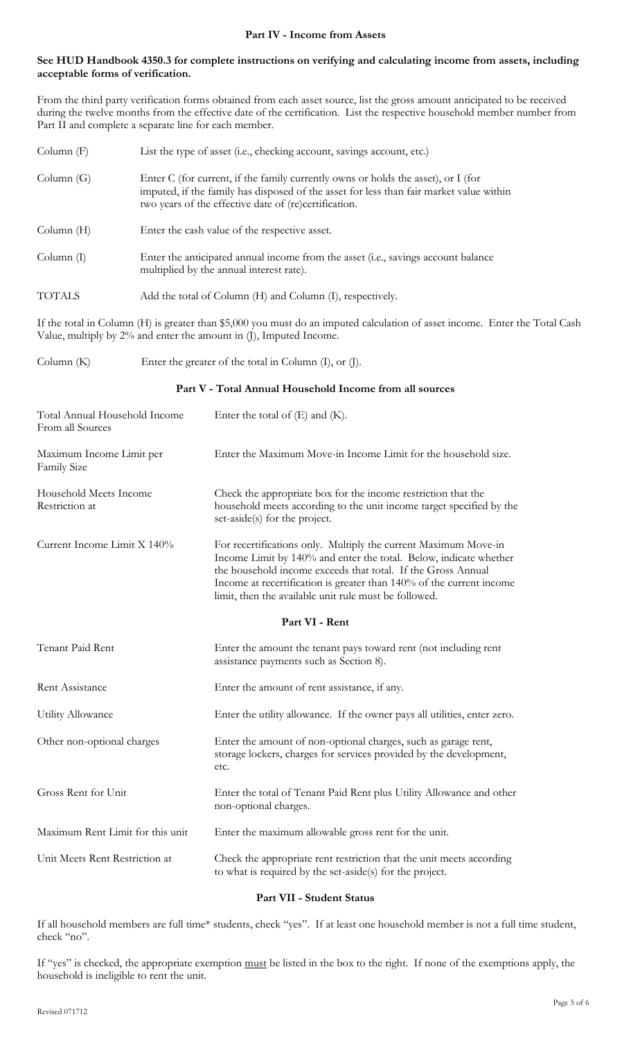## Part IV - Income from Assets

**See HUD Handbook 4350.3 for complete instructions on verifying and calculating income from assets, including acceptable forms of verification.**

From the third party verification forms obtained from each asset source, list the gross amount anticipated to be received during the twelve months from the effective date of the certification. List the respective household member number from Part II and complete a separate line for each member.

| | |
|---|---|
| Column (F) | List the type of asset (i.e., checking account, savings account, etc.) |
| Column (G) | Enter C (for current, if the family currently owns or holds the asset), or I (for imputed, if the family has disposed of the asset for less than fair market value within two years of the effective date of (re)certification. |
| Column (H) | Enter the cash value of the respective asset. |
| Column (I) | Enter the anticipated annual income from the asset (i.e., savings account balance multiplied by the annual interest rate). |
| TOTALS | Add the total of Column (H) and Column (I), respectively. |

If the total in Column (H) is greater than $5,000 you must do an imputed calculation of asset income. Enter the Total Cash Value, multiply by 2% and enter the amount in (J), Imputed Income.

| | |
|---|---|
| Column (K) | Enter the greater of the total in Column (I), or (J). |

## Part V - Total Annual Household Income from all sources

| | |
|---|---|
| Total Annual Household Income From all Sources | Enter the total of (E) and (K). |
| Maximum Income Limit per Family Size | Enter the Maximum Move-in Income Limit for the household size. |
| Household Meets Income Restriction at | Check the appropriate box for the income restriction that the household meets according to the unit income target specified by the set-aside(s) for the project. |
| Current Income Limit X 140% | For recertifications only. Multiply the current Maximum Move-in Income Limit by 140% and enter the total. Below, indicate whether the household income exceeds that total. If the Gross Annual Income at recertification is greater than 140% of the current income limit, then the available unit rule must be followed. |

## Part VI - Rent

| | |
|---|---|
| Tenant Paid Rent | Enter the amount the tenant pays toward rent (not including rent assistance payments such as Section 8). |
| Rent Assistance | Enter the amount of rent assistance, if any. |
| Utility Allowance | Enter the utility allowance. If the owner pays all utilities, enter zero. |
| Other non-optional charges | Enter the amount of non-optional charges, such as garage rent, storage lockers, charges for services provided by the development, etc. |
| Gross Rent for Unit | Enter the total of Tenant Paid Rent plus Utility Allowance and other non-optional charges. |
| Maximum Rent Limit for this unit | Enter the maximum allowable gross rent for the unit. |
| Unit Meets Rent Restriction at | Check the appropriate rent restriction that the unit meets according to what is required by the set-aside(s) for the project. |

## Part VII - Student Status

If all household members are full time* students, check "yes". If at least one household member is not a full time student, check "no".

If "yes" is checked, the appropriate exemption must be listed in the box to the right. If none of the exemptions apply, the household is ineligible to rent the unit.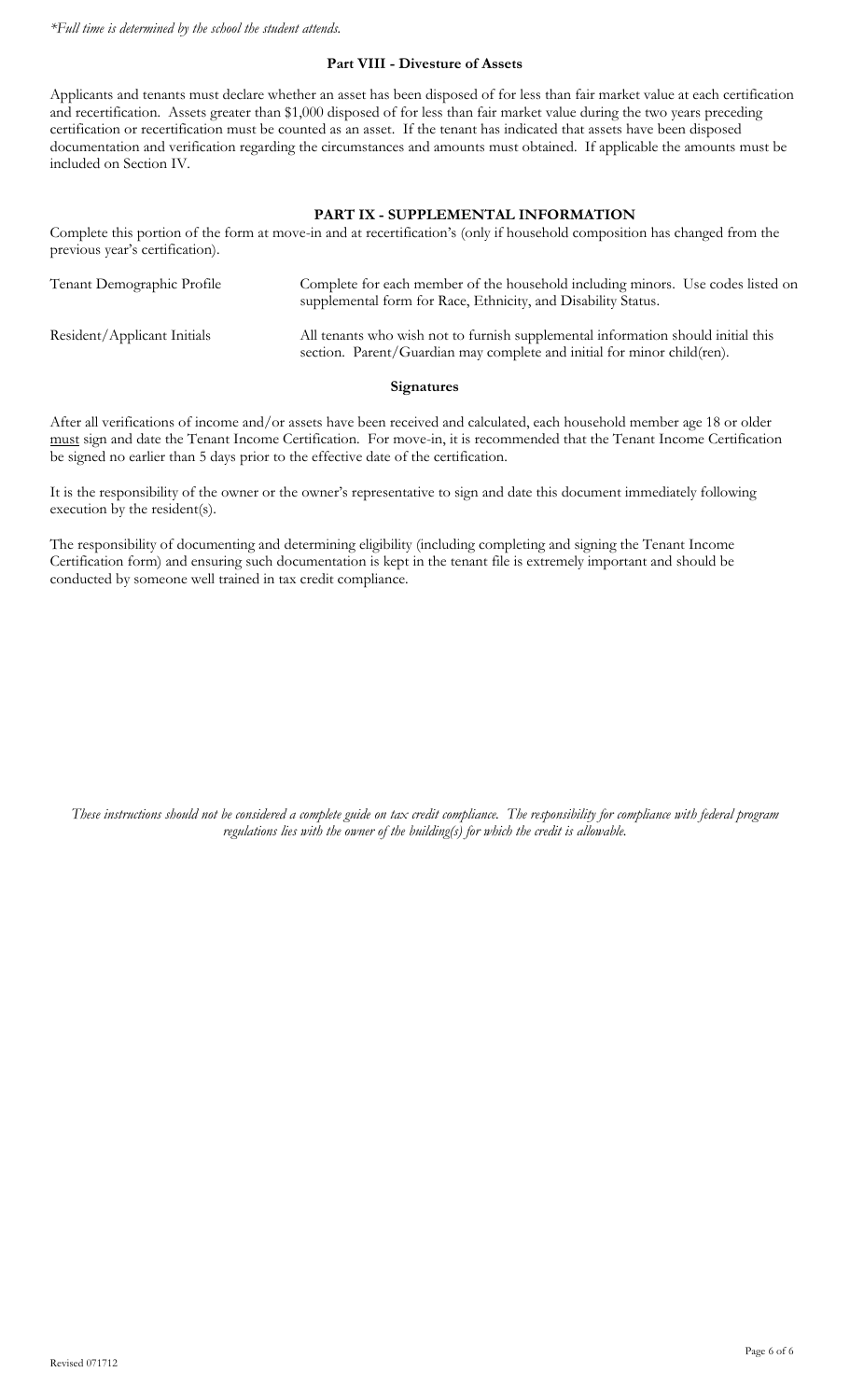*\*Full time is determined by the school the student attends.*

## Part VIII - Divesture of Assets

Applicants and tenants must declare whether an asset has been disposed of for less than fair market value at each certification and recertification. Assets greater than $1,000 disposed of for less than fair market value during the two years preceding certification or recertification must be counted as an asset. If the tenant has indicated that assets have been disposed documentation and verification regarding the circumstances and amounts must obtained. If applicable the amounts must be included on Section IV.

## PART IX - SUPPLEMENTAL INFORMATION

Complete this portion of the form at move-in and at recertification's (only if household composition has changed from the previous year's certification).

| | |
|---|---|
| Tenant Demographic Profile | Complete for each member of the household including minors. Use codes listed on supplemental form for Race, Ethnicity, and Disability Status. |
| Resident/Applicant Initials | All tenants who wish not to furnish supplemental information should initial this section. Parent/Guardian may complete and initial for minor child(ren). |

### Signatures

After all verifications of income and/or assets have been received and calculated, each household member age 18 or older must sign and date the Tenant Income Certification. For move-in, it is recommended that the Tenant Income Certification be signed no earlier than 5 days prior to the effective date of the certification.

It is the responsibility of the owner or the owner's representative to sign and date this document immediately following execution by the resident(s).

The responsibility of documenting and determining eligibility (including completing and signing the Tenant Income Certification form) and ensuring such documentation is kept in the tenant file is extremely important and should be conducted by someone well trained in tax credit compliance.

*These instructions should not be considered a complete guide on tax credit compliance. The responsibility for compliance with federal program regulations lies with the owner of the building(s) for which the credit is allowable.*

Revised 071712